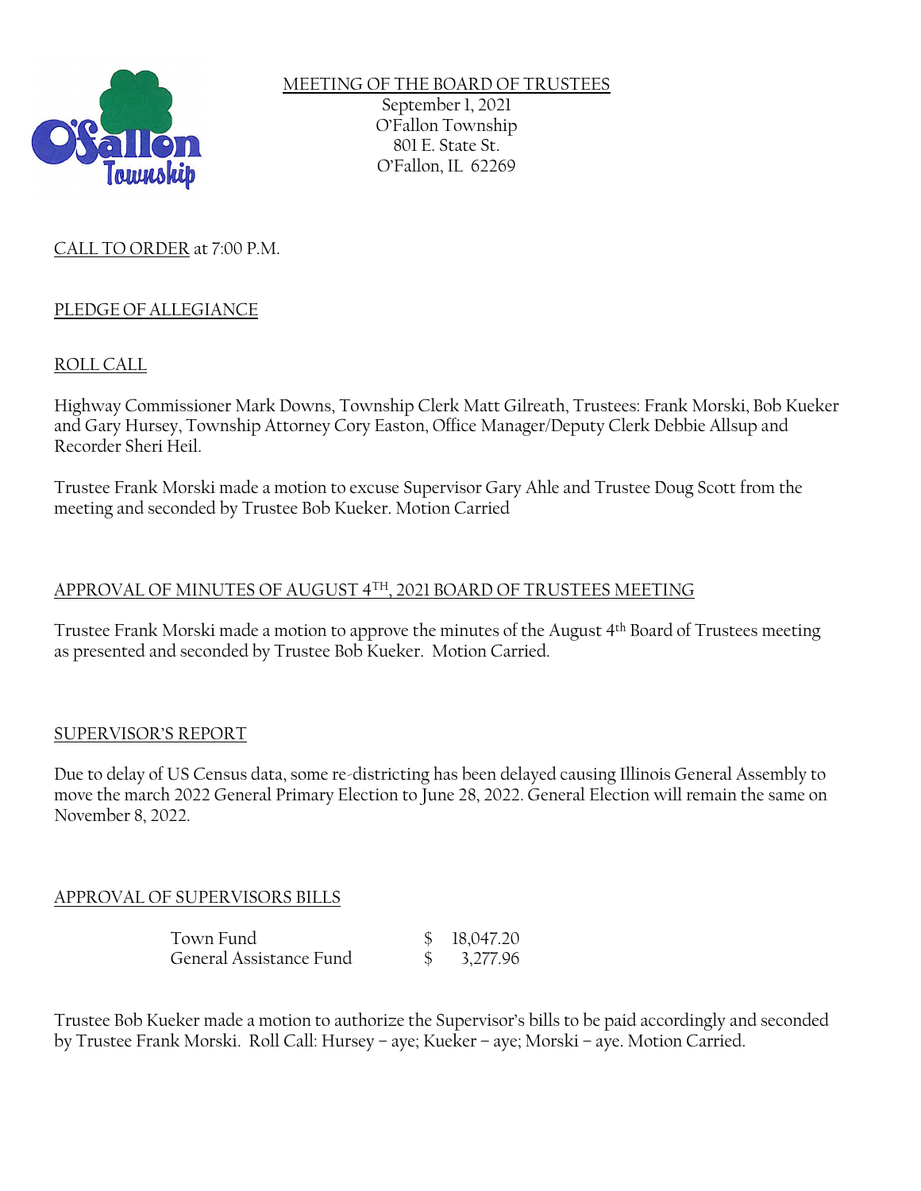# MEETING OF THE BOARD OF TRUSTEES

September 1, 2021
O'Fallon Township
801 E. State St.
O'Fallon, IL 62269

## CALL TO ORDER at 7:00 P.M.

## PLEDGE OF ALLEGIANCE

## ROLL CALL

Highway Commissioner Mark Downs, Township Clerk Matt Gilreath, Trustees: Frank Morski, Bob Kueker and Gary Hursey, Township Attorney Cory Easton, Office Manager/Deputy Clerk Debbie Allsup and Recorder Sheri Heil.

Trustee Frank Morski made a motion to excuse Supervisor Gary Ahle and Trustee Doug Scott from the meeting and seconded by Trustee Bob Kueker. Motion Carried

## APPROVAL OF MINUTES OF AUGUST 4TH, 2021 BOARD OF TRUSTEES MEETING

Trustee Frank Morski made a motion to approve the minutes of the August 4th Board of Trustees meeting as presented and seconded by Trustee Bob Kueker. Motion Carried.

## SUPERVISOR'S REPORT

Due to delay of US Census data, some re-districting has been delayed causing Illinois General Assembly to move the march 2022 General Primary Election to June 28, 2022. General Election will remain the same on November 8, 2022.

## APPROVAL OF SUPERVISORS BILLS

| | |
|---|---|
| Town Fund | $ 18,047.20 |
| General Assistance Fund | $ 3,277.96 |

Trustee Bob Kueker made a motion to authorize the Supervisor's bills to be paid accordingly and seconded by Trustee Frank Morski. Roll Call: Hursey – aye; Kueker – aye; Morski – aye. Motion Carried.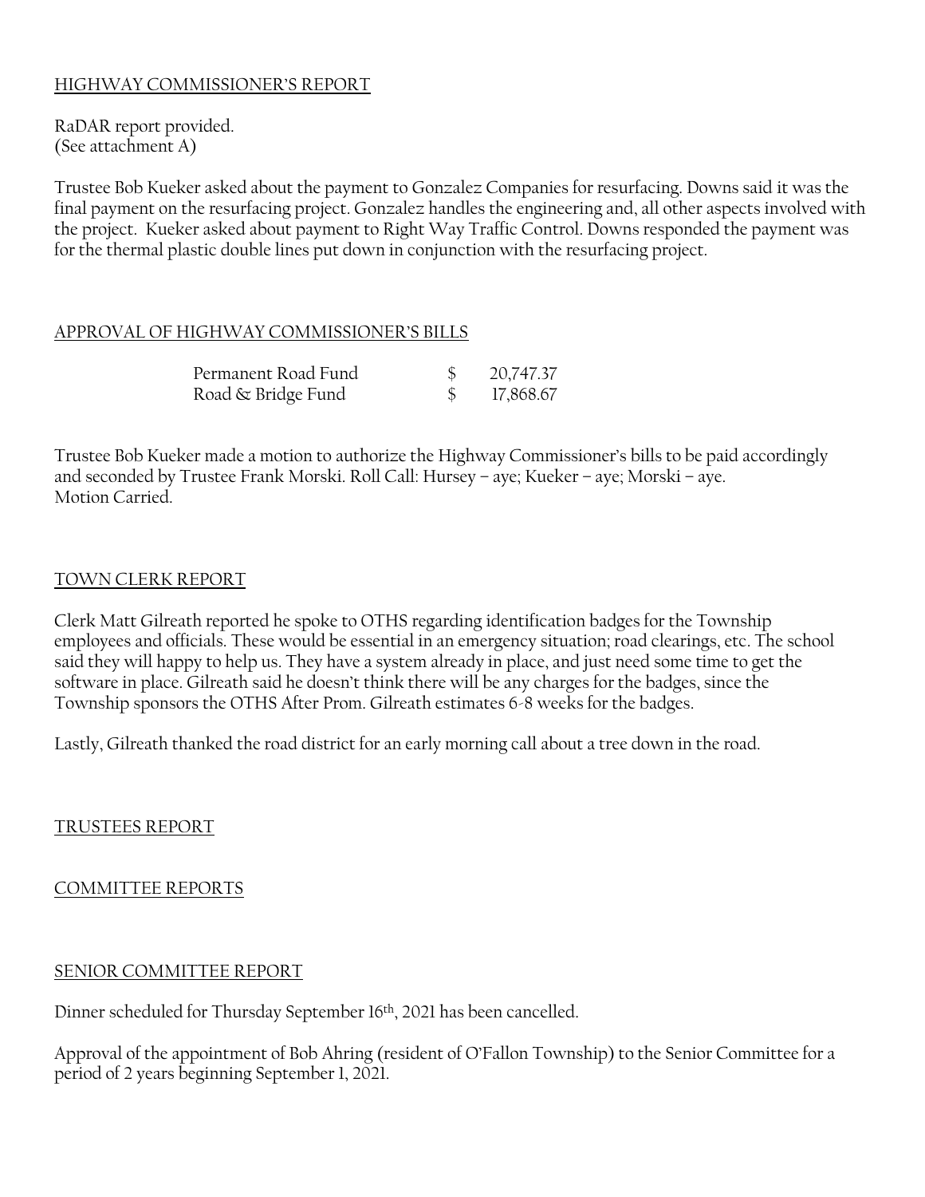## HIGHWAY COMMISSIONER'S REPORT

RaDAR report provided.
(See attachment A)

Trustee Bob Kueker asked about the payment to Gonzalez Companies for resurfacing. Downs said it was the final payment on the resurfacing project. Gonzalez handles the engineering and, all other aspects involved with the project. Kueker asked about payment to Right Way Traffic Control. Downs responded the payment was for the thermal plastic double lines put down in conjunction with the resurfacing project.

## APPROVAL OF HIGHWAY COMMISSIONER'S BILLS

| | | |
|---|---|---|
| Permanent Road Fund | $ | 20,747.37 |
| Road & Bridge Fund | $ | 17,868.67 |

Trustee Bob Kueker made a motion to authorize the Highway Commissioner's bills to be paid accordingly and seconded by Trustee Frank Morski. Roll Call: Hursey – aye; Kueker – aye; Morski – aye.
Motion Carried.

## TOWN CLERK REPORT

Clerk Matt Gilreath reported he spoke to OTHS regarding identification badges for the Township employees and officials. These would be essential in an emergency situation; road clearings, etc. The school said they will happy to help us. They have a system already in place, and just need some time to get the software in place. Gilreath said he doesn't think there will be any charges for the badges, since the Township sponsors the OTHS After Prom. Gilreath estimates 6-8 weeks for the badges.

Lastly, Gilreath thanked the road district for an early morning call about a tree down in the road.

## TRUSTEES REPORT

## COMMITTEE REPORTS

## SENIOR COMMITTEE REPORT

Dinner scheduled for Thursday September 16th, 2021 has been cancelled.

Approval of the appointment of Bob Ahring (resident of O'Fallon Township) to the Senior Committee for a period of 2 years beginning September 1, 2021.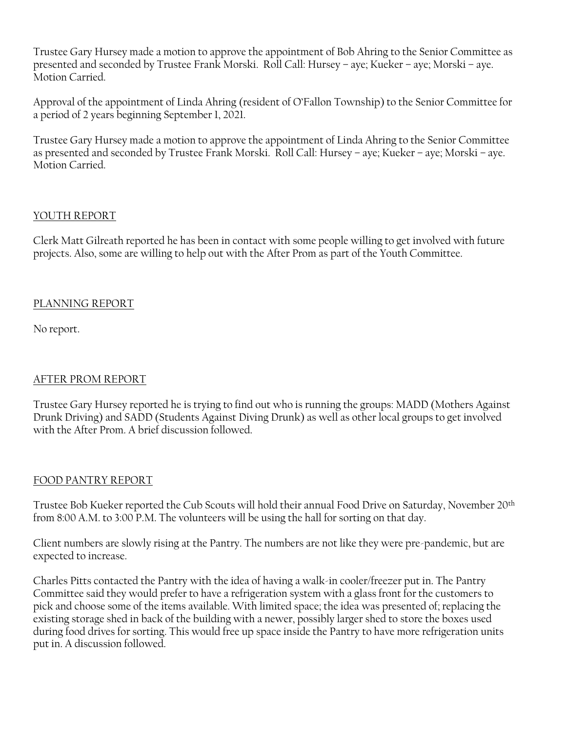Trustee Gary Hursey made a motion to approve the appointment of Bob Ahring to the Senior Committee as presented and seconded by Trustee Frank Morski. Roll Call: Hursey – aye; Kueker – aye; Morski – aye. Motion Carried.

Approval of the appointment of Linda Ahring (resident of O'Fallon Township) to the Senior Committee for a period of 2 years beginning September 1, 2021.

Trustee Gary Hursey made a motion to approve the appointment of Linda Ahring to the Senior Committee as presented and seconded by Trustee Frank Morski. Roll Call: Hursey – aye; Kueker – aye; Morski – aye. Motion Carried.

## YOUTH REPORT

Clerk Matt Gilreath reported he has been in contact with some people willing to get involved with future projects. Also, some are willing to help out with the After Prom as part of the Youth Committee.

## PLANNING REPORT

No report.

## AFTER PROM REPORT

Trustee Gary Hursey reported he is trying to find out who is running the groups: MADD (Mothers Against Drunk Driving) and SADD (Students Against Diving Drunk) as well as other local groups to get involved with the After Prom. A brief discussion followed.

## FOOD PANTRY REPORT

Trustee Bob Kueker reported the Cub Scouts will hold their annual Food Drive on Saturday, November 20th from 8:00 A.M. to 3:00 P.M. The volunteers will be using the hall for sorting on that day.

Client numbers are slowly rising at the Pantry. The numbers are not like they were pre-pandemic, but are expected to increase.

Charles Pitts contacted the Pantry with the idea of having a walk-in cooler/freezer put in. The Pantry Committee said they would prefer to have a refrigeration system with a glass front for the customers to pick and choose some of the items available. With limited space; the idea was presented of; replacing the existing storage shed in back of the building with a newer, possibly larger shed to store the boxes used during food drives for sorting. This would free up space inside the Pantry to have more refrigeration units put in. A discussion followed.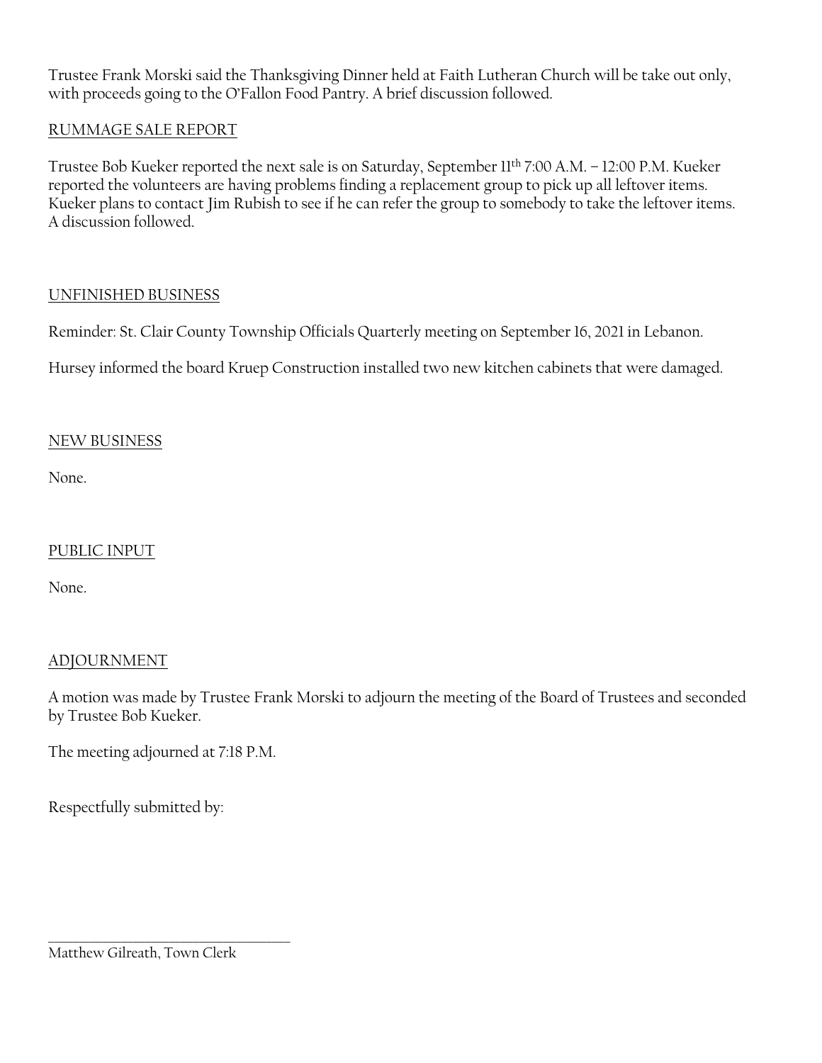Trustee Frank Morski said the Thanksgiving Dinner held at Faith Lutheran Church will be take out only, with proceeds going to the O'Fallon Food Pantry. A brief discussion followed.

RUMMAGE SALE REPORT

Trustee Bob Kueker reported the next sale is on Saturday, September 11th 7:00 A.M. – 12:00 P.M. Kueker reported the volunteers are having problems finding a replacement group to pick up all leftover items. Kueker plans to contact Jim Rubish to see if he can refer the group to somebody to take the leftover items. A discussion followed.

UNFINISHED BUSINESS

Reminder: St. Clair County Township Officials Quarterly meeting on September 16, 2021 in Lebanon.

Hursey informed the board Kruep Construction installed two new kitchen cabinets that were damaged.

NEW BUSINESS

None.

PUBLIC INPUT

None.

ADJOURNMENT

A motion was made by Trustee Frank Morski to adjourn the meeting of the Board of Trustees and seconded by Trustee Bob Kueker.

The meeting adjourned at 7:18 P.M.

Respectfully submitted by:

\_\_\_\_\_\_\_\_\_\_\_\_\_\_\_\_\_\_\_\_\_\_\_\_\_\_\_\_\_\_\_\_\_\_

Matthew Gilreath, Town Clerk